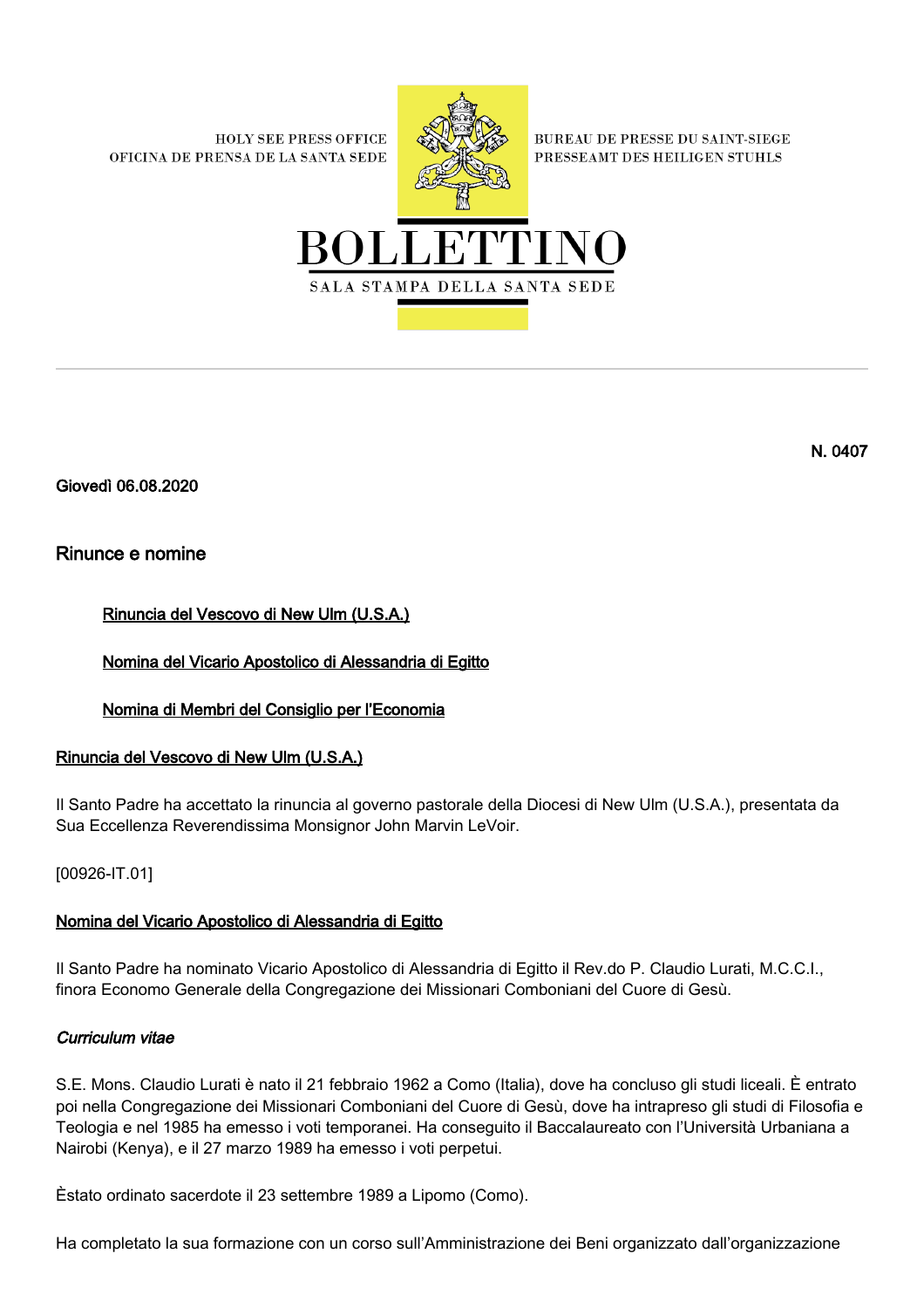HOLY SEE PRESS OFFICE
OFICINA DE PRENSA DE LA SANTA SEDE

BUREAU DE PRESSE DU SAINT-SIEGE
PRESSEAMT DES HEILIGEN STUHLS

# BOLLETTINO

SALA STAMPA DELLA SANTA SEDE

N. 0407

Giovedì 06.08.2020

## Rinunce e nomine

Rinuncia del Vescovo di New Ulm (U.S.A.)

Nomina del Vicario Apostolico di Alessandria di Egitto

Nomina di Membri del Consiglio per l'Economia

### Rinuncia del Vescovo di New Ulm (U.S.A.)

Il Santo Padre ha accettato la rinuncia al governo pastorale della Diocesi di New Ulm (U.S.A.), presentata da Sua Eccellenza Reverendissima Monsignor John Marvin LeVoir.

[00926-IT.01]

### Nomina del Vicario Apostolico di Alessandria di Egitto

Il Santo Padre ha nominato Vicario Apostolico di Alessandria di Egitto il Rev.do P. Claudio Lurati, M.C.C.I., finora Economo Generale della Congregazione dei Missionari Comboniani del Cuore di Gesù.

*Curriculum vitae*

S.E. Mons. Claudio Lurati è nato il 21 febbraio 1962 a Como (Italia), dove ha concluso gli studi liceali. È entrato poi nella Congregazione dei Missionari Comboniani del Cuore di Gesù, dove ha intrapreso gli studi di Filosofia e Teologia e nel 1985 ha emesso i voti temporanei. Ha conseguito il Baccalaureato con l'Università Urbaniana a Nairobi (Kenya), e il 27 marzo 1989 ha emesso i voti perpetui.

Èstato ordinato sacerdote il 23 settembre 1989 a Lipomo (Como).

Ha completato la sua formazione con un corso sull'Amministrazione dei Beni organizzato dall'organizzazione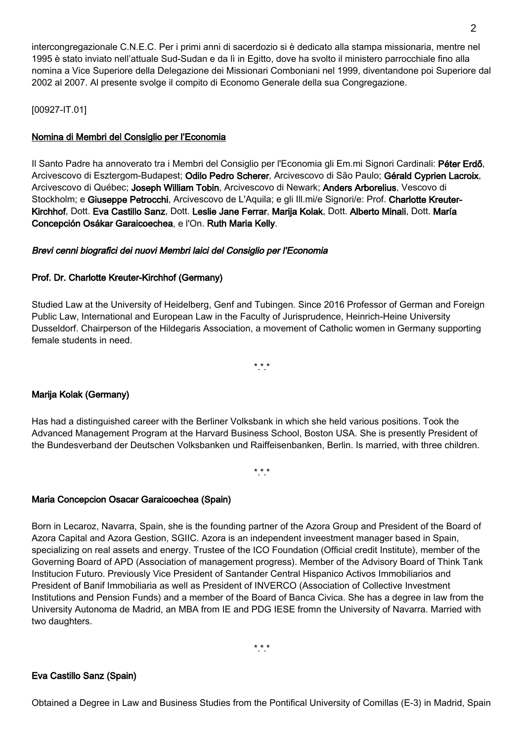intercongregazionale C.N.E.C. Per i primi anni di sacerdozio si è dedicato alla stampa missionaria, mentre nel 1995 è stato inviato nell'attuale Sud-Sudan e da lì in Egitto, dove ha svolto il ministero parrocchiale fino alla nomina a Vice Superiore della Delegazione dei Missionari Comboniani nel 1999, diventandone poi Superiore dal 2002 al 2007. Al presente svolge il compito di Economo Generale della sua Congregazione.

[00927-IT.01]

**Nomina di Membri del Consiglio per l'Economia**

Il Santo Padre ha annoverato tra i Membri del Consiglio per l'Economia gli Em.mi Signori Cardinali: **Péter Erdő**, Arcivescovo di Esztergom-Budapest; **Odilo Pedro Scherer**, Arcivescovo di São Paulo; **Gérald Cyprien Lacroix**, Arcivescovo di Québec; **Joseph William Tobin**, Arcivescovo di Newark; **Anders Arborelius**, Vescovo di Stockholm; e **Giuseppe Petrocchi**, Arcivescovo de L'Aquila; e gli Ill.mi/e Signori/e: Prof. **Charlotte Kreuter-Kirchhof**, Dott. **Eva Castillo Sanz**, Dott. **Leslie Jane Ferrar**, **Marija Kolak**, Dott. **Alberto Minali**, Dott. **María Concepción Osákar Garaicoechea**, e l'On. **Ruth Maria Kelly**.

***Brevi cenni biografici dei nuovi Membri laici del Consiglio per l'Economia***

**Prof. Dr. Charlotte Kreuter-Kirchhof (Germany)**

Studied Law at the University of Heidelberg, Genf and Tubingen. Since 2016 Professor of German and Foreign Public Law, International and European Law in the Faculty of Jurisprudence, Heinrich-Heine University Dusseldorf. Chairperson of the Hildegaris Association, a movement of Catholic women in Germany supporting female students in need.

*.*.*

**Marija Kolak (Germany)**

Has had a distinguished career with the Berliner Volksbank in which she held various positions. Took the Advanced Management Program at the Harvard Business School, Boston USA. She is presently President of the Bundesverband der Deutschen Volksbanken und Raiffeisenbanken, Berlin. Is married, with three children.

*.*.*

**Maria Concepcion Osacar Garaicoechea (Spain)**

Born in Lecaroz, Navarra, Spain, she is the founding partner of the Azora Group and President of the Board of Azora Capital and Azora Gestion, SGIIC. Azora is an independent inveestment manager based in Spain, specializing on real assets and energy. Trustee of the ICO Foundation (Official credit Institute), member of the Governing Board of APD (Association of management progress). Member of the Advisory Board of Think Tank Institucion Futuro. Previously Vice President of Santander Central Hispanico Activos Immobiliarios and President of Banif Immobiliaria as well as President of INVERCO (Association of Collective Investment Institutions and Pension Funds) and a member of the Board of Banca Civica. She has a degree in law from the University Autonoma de Madrid, an MBA from IE and PDG IESE fromn the University of Navarra. Married with two daughters.

*.*.*

**Eva Castillo Sanz (Spain)**

Obtained a Degree in Law and Business Studies from the Pontifical University of Comillas (E-3) in Madrid, Spain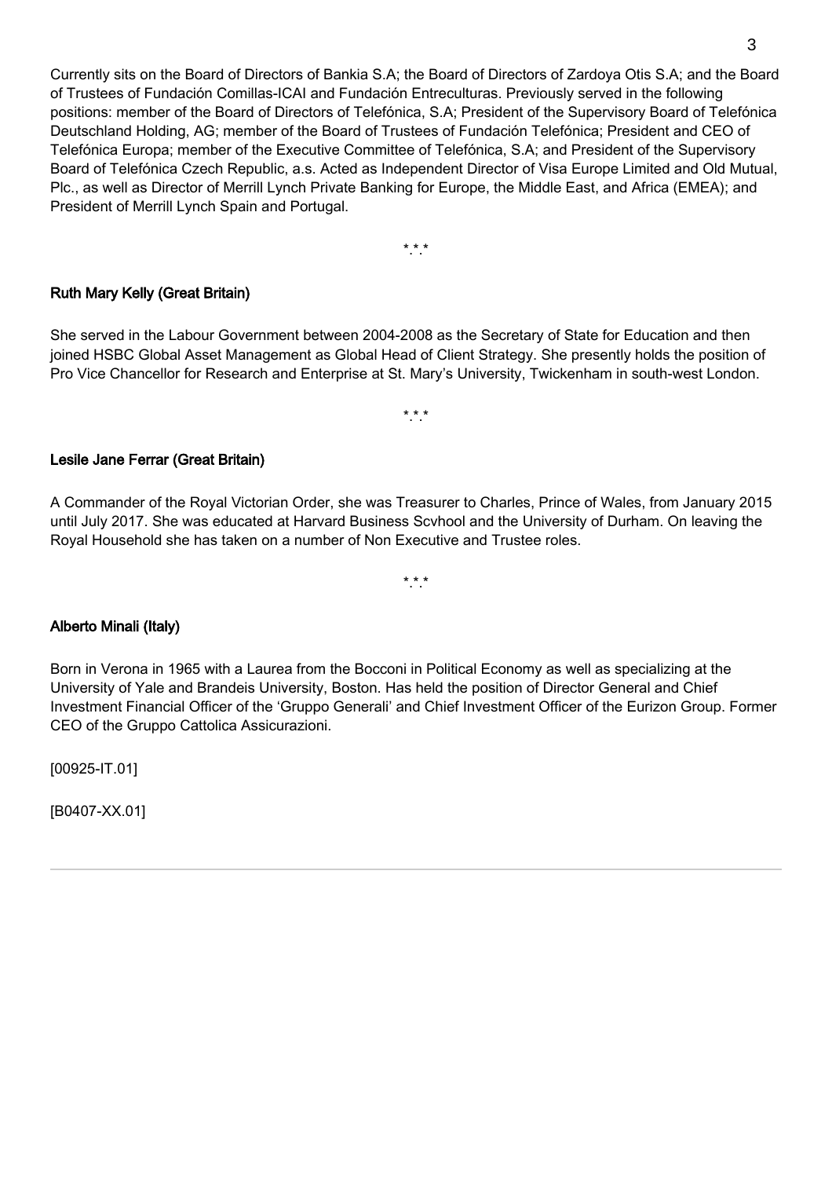Currently sits on the Board of Directors of Bankia S.A; the Board of Directors of Zardoya Otis S.A; and the Board of Trustees of Fundación Comillas-ICAI and Fundación Entreculturas. Previously served in the following positions: member of the Board of Directors of Telefónica, S.A; President of the Supervisory Board of Telefónica Deutschland Holding, AG; member of the Board of Trustees of Fundación Telefónica; President and CEO of Telefónica Europa; member of the Executive Committee of Telefónica, S.A; and President of the Supervisory Board of Telefónica Czech Republic, a.s. Acted as Independent Director of Visa Europe Limited and Old Mutual, Plc., as well as Director of Merrill Lynch Private Banking for Europe, the Middle East, and Africa (EMEA); and President of Merrill Lynch Spain and Portugal.

*.*.*

**Ruth Mary Kelly (Great Britain)**

She served in the Labour Government between 2004-2008 as the Secretary of State for Education and then joined HSBC Global Asset Management as Global Head of Client Strategy. She presently holds the position of Pro Vice Chancellor for Research and Enterprise at St. Mary's University, Twickenham in south-west London.

*.*.*

**Lesile Jane Ferrar (Great Britain)**

A Commander of the Royal Victorian Order, she was Treasurer to Charles, Prince of Wales, from January 2015 until July 2017. She was educated at Harvard Business Scvhool and the University of Durham. On leaving the Royal Household she has taken on a number of Non Executive and Trustee roles.

*.*.*

**Alberto Minali (Italy)**

Born in Verona in 1965 with a Laurea from the Bocconi in Political Economy as well as specializing at the University of Yale and Brandeis University, Boston. Has held the position of Director General and Chief Investment Financial Officer of the 'Gruppo Generali' and Chief Investment Officer of the Eurizon Group. Former CEO of the Gruppo Cattolica Assicurazioni.

[00925-IT.01]

[B0407-XX.01]